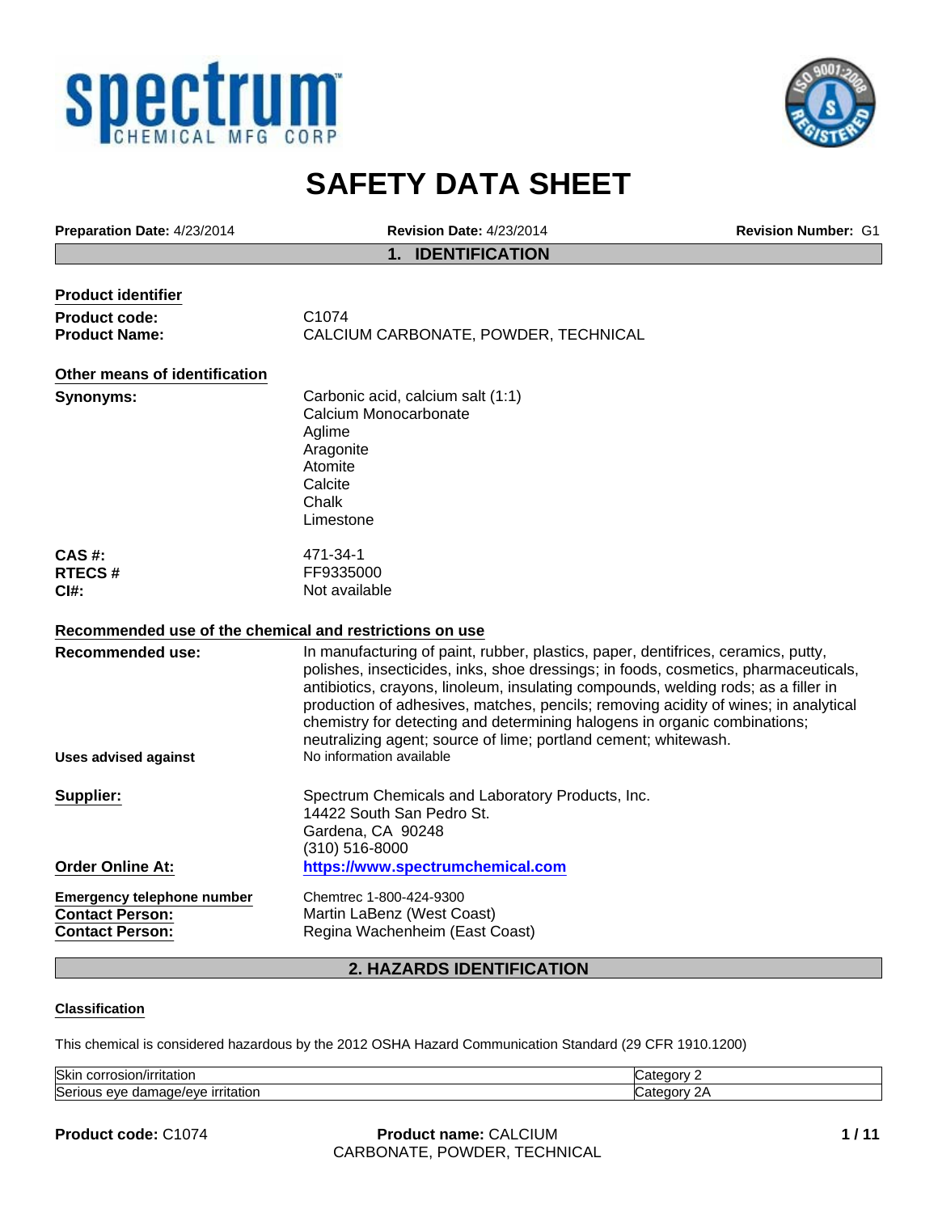spectrum
CHEMICAL MFG CORP

# SAFETY DATA SHEET

**Preparation Date:** 4/23/2014 **Revision Date:** 4/23/2014 **Revision Number:** G1

## 1. IDENTIFICATION

**Product identifier**

**Product code:** C1074
**Product Name:** CALCIUM CARBONATE, POWDER, TECHNICAL

**Other means of identification**

**Synonyms:**
Carbonic acid, calcium salt (1:1)
Calcium Monocarbonate
Aglime
Aragonite
Atomite
Calcite
Chalk
Limestone

**CAS #:** 471-34-1
**RTECS #** FF9335000
**CI#:** Not available

**Recommended use of the chemical and restrictions on use**

**Recommended use:** In manufacturing of paint, rubber, plastics, paper, dentifrices, ceramics, putty, polishes, insecticides, inks, shoe dressings; in foods, cosmetics, pharmaceuticals, antibiotics, crayons, linoleum, insulating compounds, welding rods; as a filler in production of adhesives, matches, pencils; removing acidity of wines; in analytical chemistry for detecting and determining halogens in organic combinations; neutralizing agent; source of lime; portland cement; whitewash.

**Uses advised against** No information available

**Supplier:**
Spectrum Chemicals and Laboratory Products, Inc.
14422 South San Pedro St.
Gardena, CA 90248
(310) 516-8000

**Order Online At:** https://www.spectrumchemical.com

**Emergency telephone number** Chemtrec 1-800-424-9300
**Contact Person:** Martin LaBenz (West Coast)
**Contact Person:** Regina Wachenheim (East Coast)

## 2. HAZARDS IDENTIFICATION

**Classification**

This chemical is considered hazardous by the 2012 OSHA Hazard Communication Standard (29 CFR 1910.1200)

| Hazard | Category |
|---|---|
| Skin corrosion/irritation | Category 2 |
| Serious eye damage/eye irritation | Category 2A |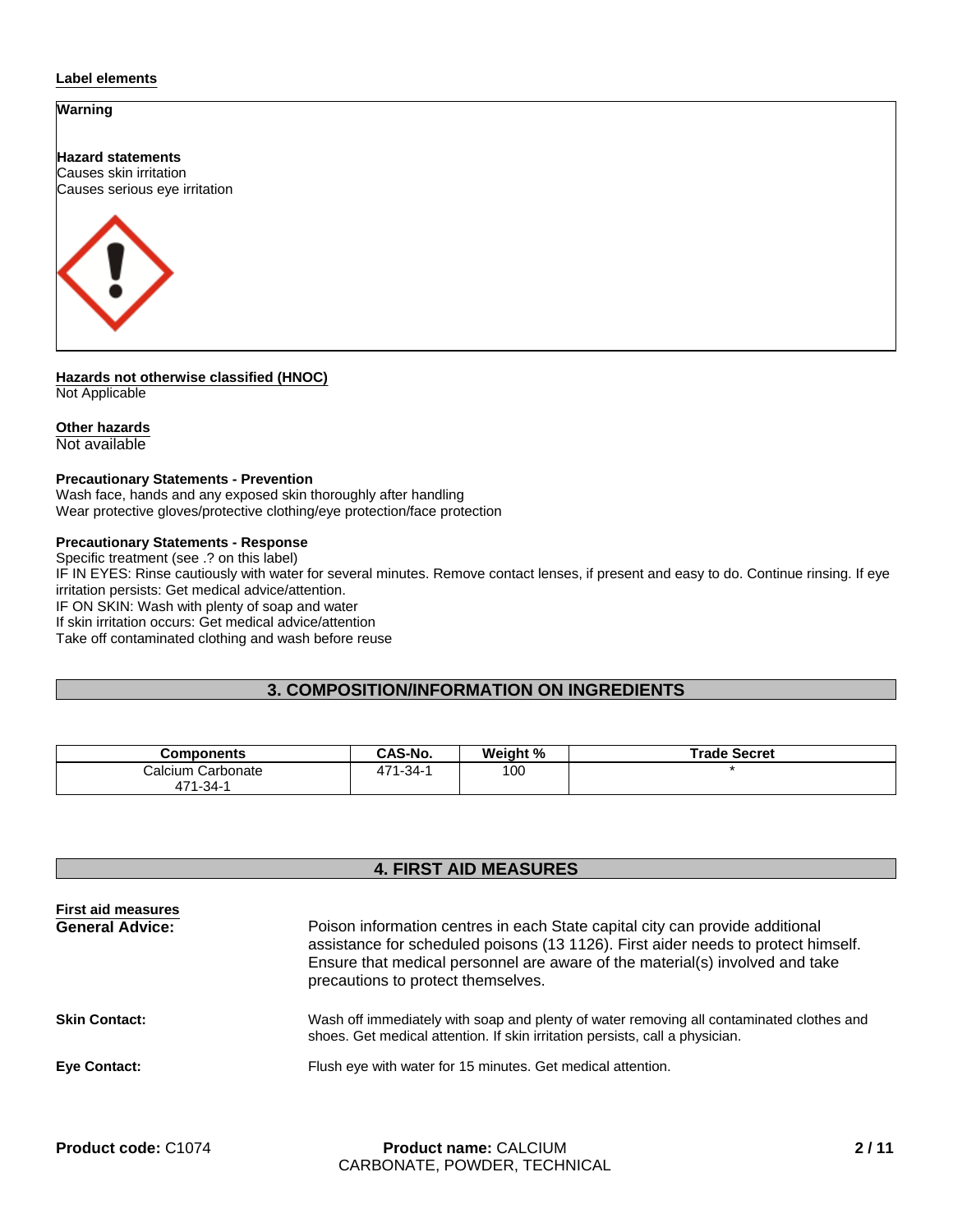#### Label elements

**Warning**

**Hazard statements**
Causes skin irritation
Causes serious eye irritation

#### Hazards not otherwise classified (HNOC)
Not Applicable

#### Other hazards
Not available

**Precautionary Statements - Prevention**
Wash face, hands and any exposed skin thoroughly after handling
Wear protective gloves/protective clothing/eye protection/face protection

**Precautionary Statements - Response**
Specific treatment (see .? on this label)
IF IN EYES: Rinse cautiously with water for several minutes. Remove contact lenses, if present and easy to do. Continue rinsing. If eye irritation persists: Get medical advice/attention.
IF ON SKIN: Wash with plenty of soap and water
If skin irritation occurs: Get medical advice/attention
Take off contaminated clothing and wash before reuse

## 3. COMPOSITION/INFORMATION ON INGREDIENTS

| Components | CAS-No. | Weight % | Trade Secret |
|---|---|---|---|
| Calcium Carbonate 471-34-1 | 471-34-1 | 100 | * |

## 4. FIRST AID MEASURES

#### First aid measures

**General Advice:** Poison information centres in each State capital city can provide additional assistance for scheduled poisons (13 1126). First aider needs to protect himself. Ensure that medical personnel are aware of the material(s) involved and take precautions to protect themselves.

**Skin Contact:** Wash off immediately with soap and plenty of water removing all contaminated clothes and shoes. Get medical attention. If skin irritation persists, call a physician.

**Eye Contact:** Flush eye with water for 15 minutes. Get medical attention.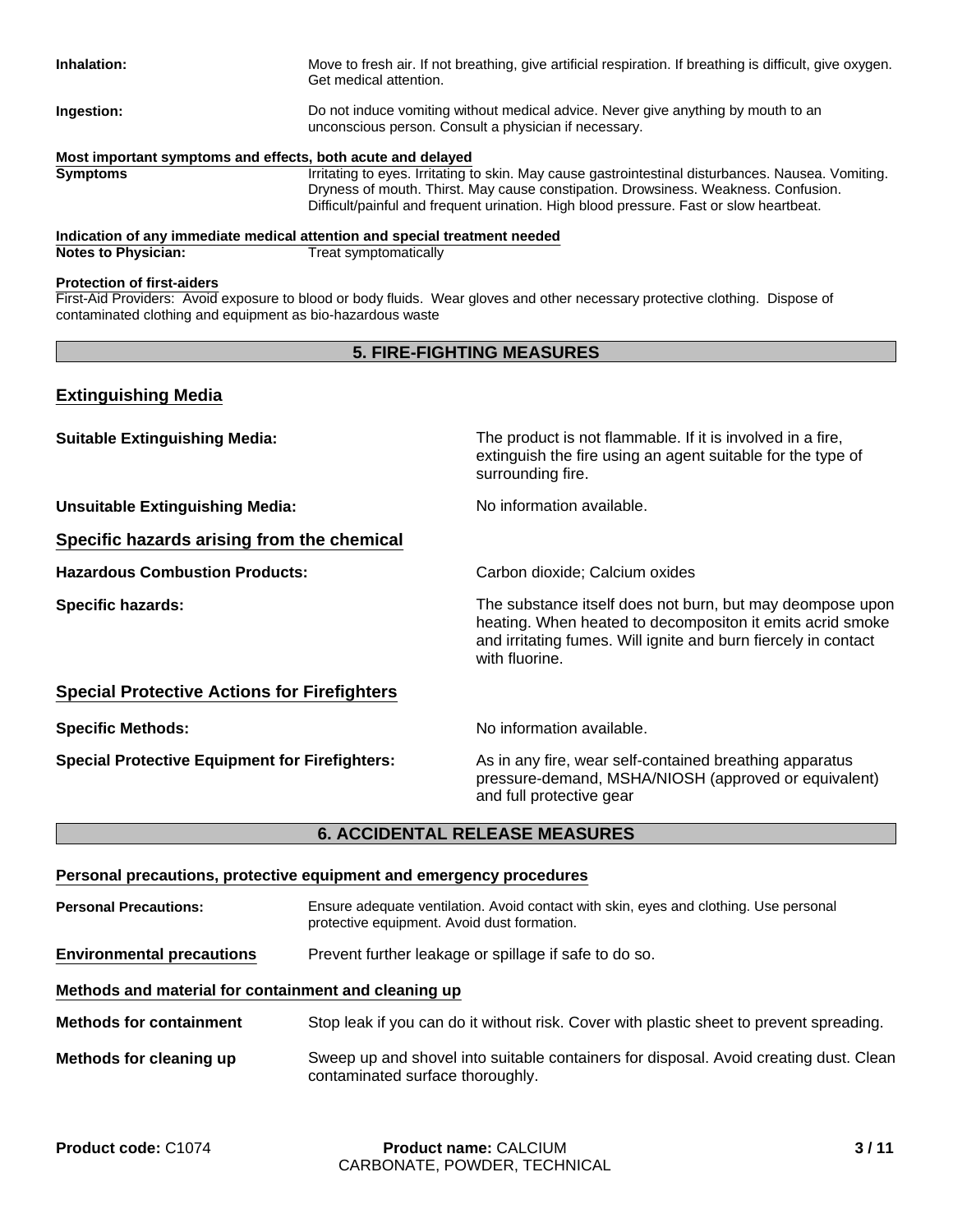**Inhalation:** Move to fresh air. If not breathing, give artificial respiration. If breathing is difficult, give oxygen. Get medical attention.

**Ingestion:** Do not induce vomiting without medical advice. Never give anything by mouth to an unconscious person. Consult a physician if necessary.

**Most important symptoms and effects, both acute and delayed**

**Symptoms** Irritating to eyes. Irritating to skin. May cause gastrointestinal disturbances. Nausea. Vomiting. Dryness of mouth. Thirst. May cause constipation. Drowsiness. Weakness. Confusion. Difficult/painful and frequent urination. High blood pressure. Fast or slow heartbeat.

**Indication of any immediate medical attention and special treatment needed**

**Notes to Physician:** Treat symptomatically

**Protection of first-aiders**

First-Aid Providers: Avoid exposure to blood or body fluids. Wear gloves and other necessary protective clothing. Dispose of contaminated clothing and equipment as bio-hazardous waste

## 5. FIRE-FIGHTING MEASURES

### Extinguishing Media

**Suitable Extinguishing Media:** The product is not flammable. If it is involved in a fire, extinguish the fire using an agent suitable for the type of surrounding fire.

**Unsuitable Extinguishing Media:** No information available.

### Specific hazards arising from the chemical

**Hazardous Combustion Products:** Carbon dioxide; Calcium oxides

**Specific hazards:** The substance itself does not burn, but may deompose upon heating. When heated to decompositon it emits acrid smoke and irritating fumes. Will ignite and burn fiercely in contact with fluorine.

### Special Protective Actions for Firefighters

**Specific Methods:** No information available.

**Special Protective Equipment for Firefighters:** As in any fire, wear self-contained breathing apparatus pressure-demand, MSHA/NIOSH (approved or equivalent) and full protective gear

## 6. ACCIDENTAL RELEASE MEASURES

**Personal precautions, protective equipment and emergency procedures**

**Personal Precautions:** Ensure adequate ventilation. Avoid contact with skin, eyes and clothing. Use personal protective equipment. Avoid dust formation.

**Environmental precautions** Prevent further leakage or spillage if safe to do so.

**Methods and material for containment and cleaning up**

**Methods for containment** Stop leak if you can do it without risk. Cover with plastic sheet to prevent spreading.

**Methods for cleaning up** Sweep up and shovel into suitable containers for disposal. Avoid creating dust. Clean contaminated surface thoroughly.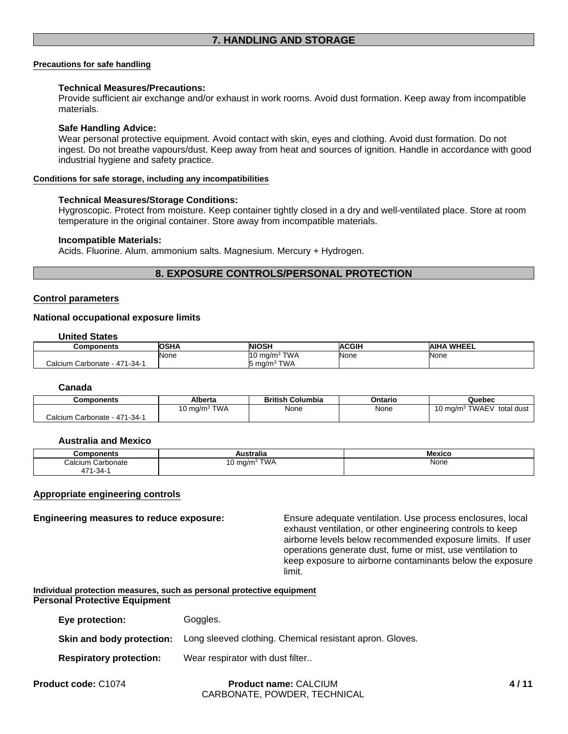## 7. HANDLING AND STORAGE

**Precautions for safe handling**

**Technical Measures/Precautions:**
Provide sufficient air exchange and/or exhaust in work rooms. Avoid dust formation. Keep away from incompatible materials.

**Safe Handling Advice:**
Wear personal protective equipment. Avoid contact with skin, eyes and clothing. Avoid dust formation. Do not ingest. Do not breathe vapours/dust. Keep away from heat and sources of ignition. Handle in accordance with good industrial hygiene and safety practice.

**Conditions for safe storage, including any incompatibilities**

**Technical Measures/Storage Conditions:**
Hygroscopic. Protect from moisture. Keep container tightly closed in a dry and well-ventilated place. Store at room temperature in the original container. Store away from incompatible materials.

**Incompatible Materials:**
Acids. Fluorine. Alum. ammonium salts. Magnesium. Mercury + Hydrogen.

## 8. EXPOSURE CONTROLS/PERSONAL PROTECTION

**Control parameters**

**National occupational exposure limits**

**United States**

| Components | OSHA | NIOSH | ACGIH | AIHA WHEEL |
|---|---|---|---|---|
| Calcium Carbonate - 471-34-1 | None | 10 mg/m³ TWA<br>5 mg/m³ TWA | None | None |

**Canada**

| Components | Alberta | British Columbia | Ontario | Quebec |
|---|---|---|---|---|
| Calcium Carbonate - 471-34-1 | 10 mg/m³ TWA | None | None | 10 mg/m³ TWAEV total dust |

**Australia and Mexico**

| Components | Australia | Mexico |
|---|---|---|
| Calcium Carbonate 471-34-1 | 10 mg/m³ TWA | None |

**Appropriate engineering controls**

**Engineering measures to reduce exposure:** Ensure adequate ventilation. Use process enclosures, local exhaust ventilation, or other engineering controls to keep airborne levels below recommended exposure limits. If user operations generate dust, fume or mist, use ventilation to keep exposure to airborne contaminants below the exposure limit.

**Individual protection measures, such as personal protective equipment**

**Personal Protective Equipment**

**Eye protection:** Goggles.

**Skin and body protection:** Long sleeved clothing. Chemical resistant apron. Gloves.

**Respiratory protection:** Wear respirator with dust filter..

**Product code:** C1074 **Product name:** CALCIUM CARBONATE, POWDER, TECHNICAL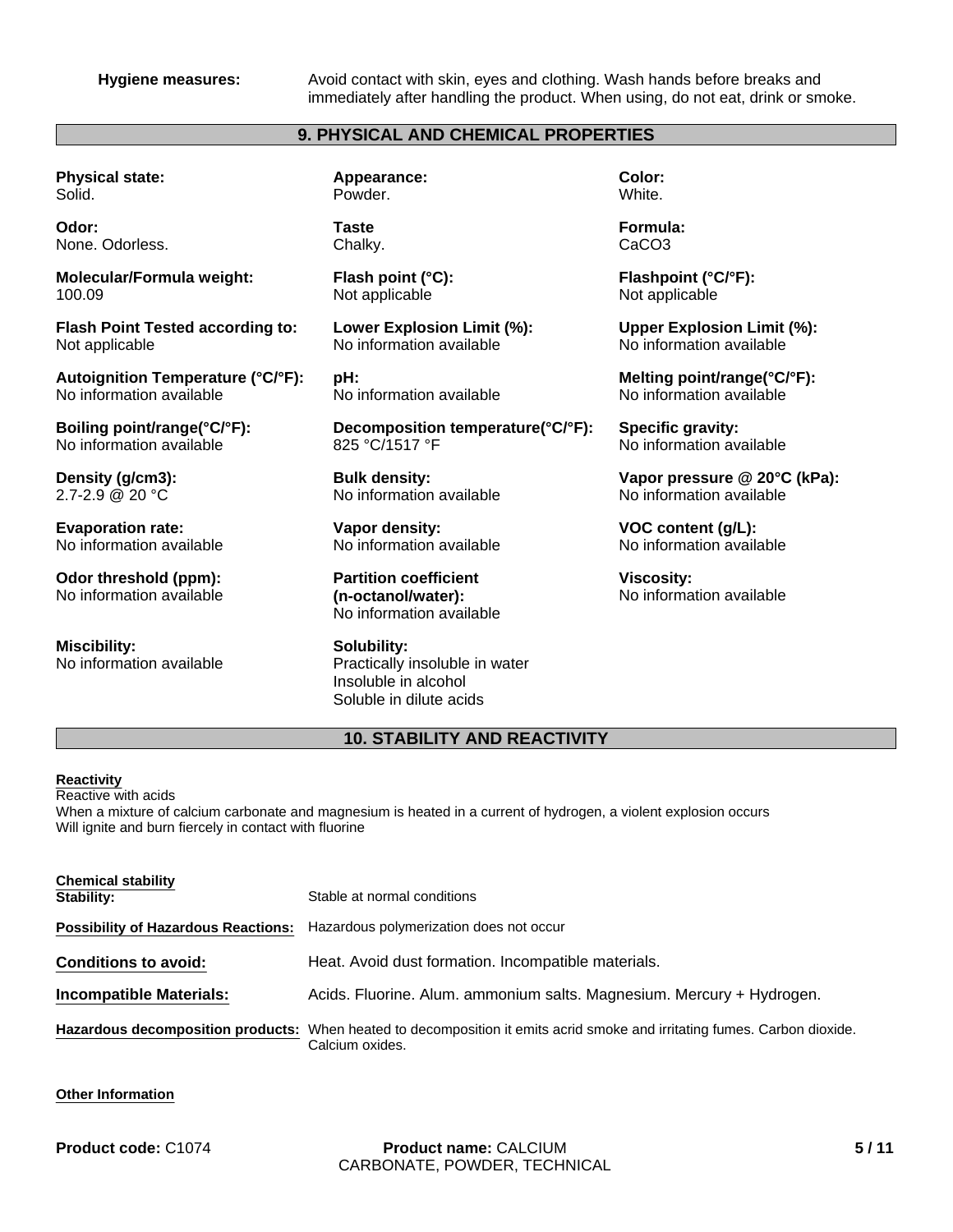**Hygiene measures:** Avoid contact with skin, eyes and clothing. Wash hands before breaks and immediately after handling the product. When using, do not eat, drink or smoke.

## 9. PHYSICAL AND CHEMICAL PROPERTIES

**Physical state:**
Solid.

**Appearance:**
Powder.

**Color:**
White.

**Odor:**
None. Odorless.

**Taste**
Chalky.

**Formula:**
$CaCO_3$

**Molecular/Formula weight:**
100.09

**Flash point (°C):**
Not applicable

**Flashpoint (°C/°F):**
Not applicable

**Flash Point Tested according to:**
Not applicable

**Lower Explosion Limit (%):**
No information available

**Upper Explosion Limit (%):**
No information available

**Autoignition Temperature (°C/°F):**
No information available

**pH:**
No information available

**Melting point/range(°C/°F):**
No information available

**Boiling point/range(°C/°F):**
No information available

**Decomposition temperature(°C/°F):**
825 °C/1517 °F

**Specific gravity:**
No information available

**Density (g/cm3):**
2.7-2.9 @ 20 °C

**Bulk density:**
No information available

**Vapor pressure @ 20°C (kPa):**
No information available

**Evaporation rate:**
No information available

**Vapor density:**
No information available

**VOC content (g/L):**
No information available

**Odor threshold (ppm):**
No information available

**Partition coefficient (n-octanol/water):**
No information available

**Viscosity:**
No information available

**Miscibility:**
No information available

**Solubility:**
Practically insoluble in water
Insoluble in alcohol
Soluble in dilute acids

## 10. STABILITY AND REACTIVITY

**Reactivity**
Reactive with acids
When a mixture of calcium carbonate and magnesium is heated in a current of hydrogen, a violent explosion occurs
Will ignite and burn fiercely in contact with fluorine

**Chemical stability**

**Stability:** Stable at normal conditions

**Possibility of Hazardous Reactions:** Hazardous polymerization does not occur

**Conditions to avoid:** Heat. Avoid dust formation. Incompatible materials.

**Incompatible Materials:** Acids. Fluorine. Alum. ammonium salts. Magnesium. Mercury + Hydrogen.

**Hazardous decomposition products:** When heated to decomposition it emits acrid smoke and irritating fumes. Carbon dioxide. Calcium oxides.

**Other Information**

**Product code:** C1074 **Product name:** CALCIUM CARBONATE, POWDER, TECHNICAL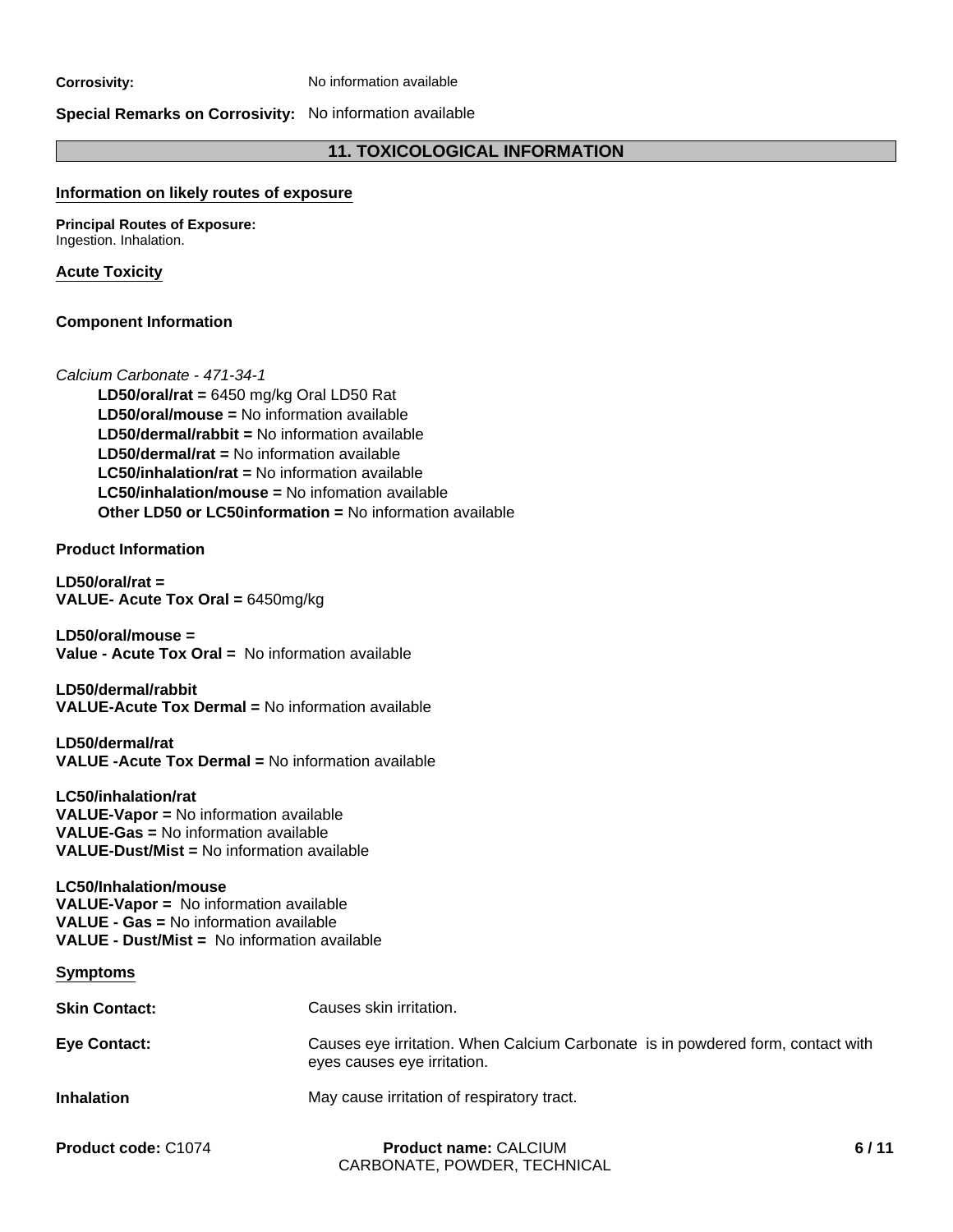**Corrosivity:** No information available

**Special Remarks on Corrosivity:** No information available

## 11. TOXICOLOGICAL INFORMATION

### Information on likely routes of exposure

**Principal Routes of Exposure:**
Ingestion. Inhalation.

### Acute Toxicity

**Component Information**

*Calcium Carbonate - 471-34-1*

**LD50/oral/rat =** 6450 mg/kg Oral LD50 Rat
**LD50/oral/mouse =** No information available
**LD50/dermal/rabbit =** No information available
**LD50/dermal/rat =** No information available
**LC50/inhalation/rat =** No information available
**LC50/inhalation/mouse =** No infomation available
**Other LD50 or LC50information =** No information available

**Product Information**

**LD50/oral/rat =**
**VALUE- Acute Tox Oral =** 6450mg/kg

**LD50/oral/mouse =**
**Value - Acute Tox Oral =** No information available

**LD50/dermal/rabbit**
**VALUE-Acute Tox Dermal =** No information available

**LD50/dermal/rat**
**VALUE -Acute Tox Dermal =** No information available

**LC50/inhalation/rat**
**VALUE-Vapor =** No information available
**VALUE-Gas =** No information available
**VALUE-Dust/Mist =** No information available

**LC50/Inhalation/mouse**
**VALUE-Vapor =** No information available
**VALUE - Gas =** No information available
**VALUE - Dust/Mist =** No information available

### Symptoms

**Skin Contact:** Causes skin irritation.

**Eye Contact:** Causes eye irritation. When Calcium Carbonate is in powdered form, contact with eyes causes eye irritation.

**Inhalation** May cause irritation of respiratory tract.

**Product code:** C1074 **Product name:** CALCIUM CARBONATE, POWDER, TECHNICAL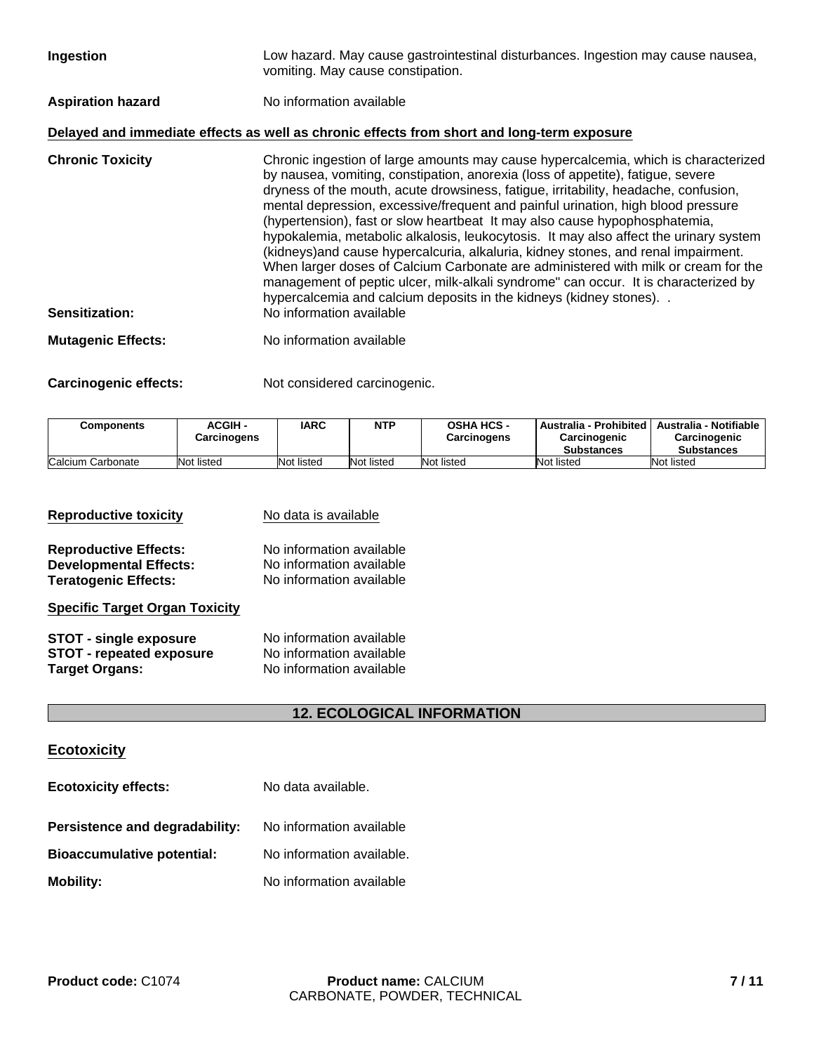**Ingestion** Low hazard. May cause gastrointestinal disturbances. Ingestion may cause nausea, vomiting. May cause constipation.

**Aspiration hazard** No information available

**Delayed and immediate effects as well as chronic effects from short and long-term exposure**

**Chronic Toxicity** Chronic ingestion of large amounts may cause hypercalcemia, which is characterized by nausea, vomiting, constipation, anorexia (loss of appetite), fatigue, severe dryness of the mouth, acute drowsiness, fatigue, irritability, headache, confusion, mental depression, excessive/frequent and painful urination, high blood pressure (hypertension), fast or slow heartbeat It may also cause hypophosphatemia, hypokalemia, metabolic alkalosis, leukocytosis. It may also affect the urinary system (kidneys)and cause hypercalcuria, alkaluria, kidney stones, and renal impairment. When larger doses of Calcium Carbonate are administered with milk or cream for the management of peptic ulcer, milk-alkali syndrome" can occur. It is characterized by hypercalcemia and calcium deposits in the kidneys (kidney stones). .

**Sensitization:** No information available

**Mutagenic Effects:** No information available

**Carcinogenic effects:** Not considered carcinogenic.

| Components | ACGIH - Carcinogens | IARC | NTP | OSHA HCS - Carcinogens | Australia - Prohibited Carcinogenic Substances | Australia - Notifiable Carcinogenic Substances |
|---|---|---|---|---|---|---|
| Calcium Carbonate | Not listed | Not listed | Not listed | Not listed | Not listed | Not listed |

**Reproductive toxicity** No data is available

**Reproductive Effects:** No information available
**Developmental Effects:** No information available
**Teratogenic Effects:** No information available

**Specific Target Organ Toxicity**

**STOT - single exposure** No information available
**STOT - repeated exposure** No information available
**Target Organs:** No information available

## 12. ECOLOGICAL INFORMATION

**Ecotoxicity**

**Ecotoxicity effects:** No data available.

**Persistence and degradability:** No information available

**Bioaccumulative potential:** No information available.

**Mobility:** No information available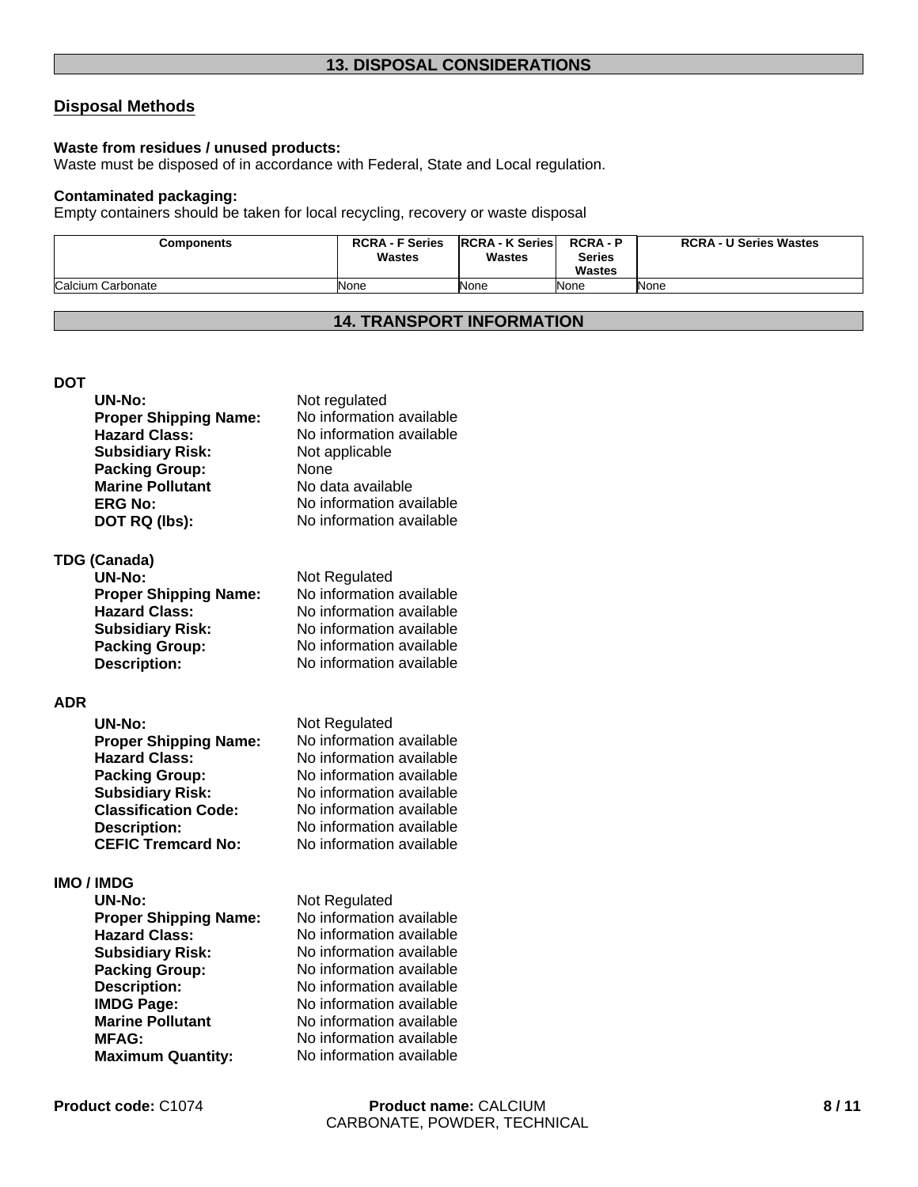## 13. DISPOSAL CONSIDERATIONS

### Disposal Methods

**Waste from residues / unused products:**
Waste must be disposed of in accordance with Federal, State and Local regulation.

**Contaminated packaging:**
Empty containers should be taken for local recycling, recovery or waste disposal

| Components | RCRA - F Series Wastes | RCRA - K Series Wastes | RCRA - P Series Wastes | RCRA - U Series Wastes |
|---|---|---|---|---|
| Calcium Carbonate | None | None | None | None |

## 14. TRANSPORT INFORMATION

**DOT**

| | |
|---|---|
| **UN-No:** | Not regulated |
| **Proper Shipping Name:** | No information available |
| **Hazard Class:** | No information available |
| **Subsidiary Risk:** | Not applicable |
| **Packing Group:** | None |
| **Marine Pollutant** | No data available |
| **ERG No:** | No information available |
| **DOT RQ (lbs):** | No information available |

**TDG (Canada)**

| | |
|---|---|
| **UN-No:** | Not Regulated |
| **Proper Shipping Name:** | No information available |
| **Hazard Class:** | No information available |
| **Subsidiary Risk:** | No information available |
| **Packing Group:** | No information available |
| **Description:** | No information available |

**ADR**

| | |
|---|---|
| **UN-No:** | Not Regulated |
| **Proper Shipping Name:** | No information available |
| **Hazard Class:** | No information available |
| **Packing Group:** | No information available |
| **Subsidiary Risk:** | No information available |
| **Classification Code:** | No information available |
| **Description:** | No information available |
| **CEFIC Tremcard No:** | No information available |

**IMO / IMDG**

| | |
|---|---|
| **UN-No:** | Not Regulated |
| **Proper Shipping Name:** | No information available |
| **Hazard Class:** | No information available |
| **Subsidiary Risk:** | No information available |
| **Packing Group:** | No information available |
| **Description:** | No information available |
| **IMDG Page:** | No information available |
| **Marine Pollutant** | No information available |
| **MFAG:** | No information available |
| **Maximum Quantity:** | No information available |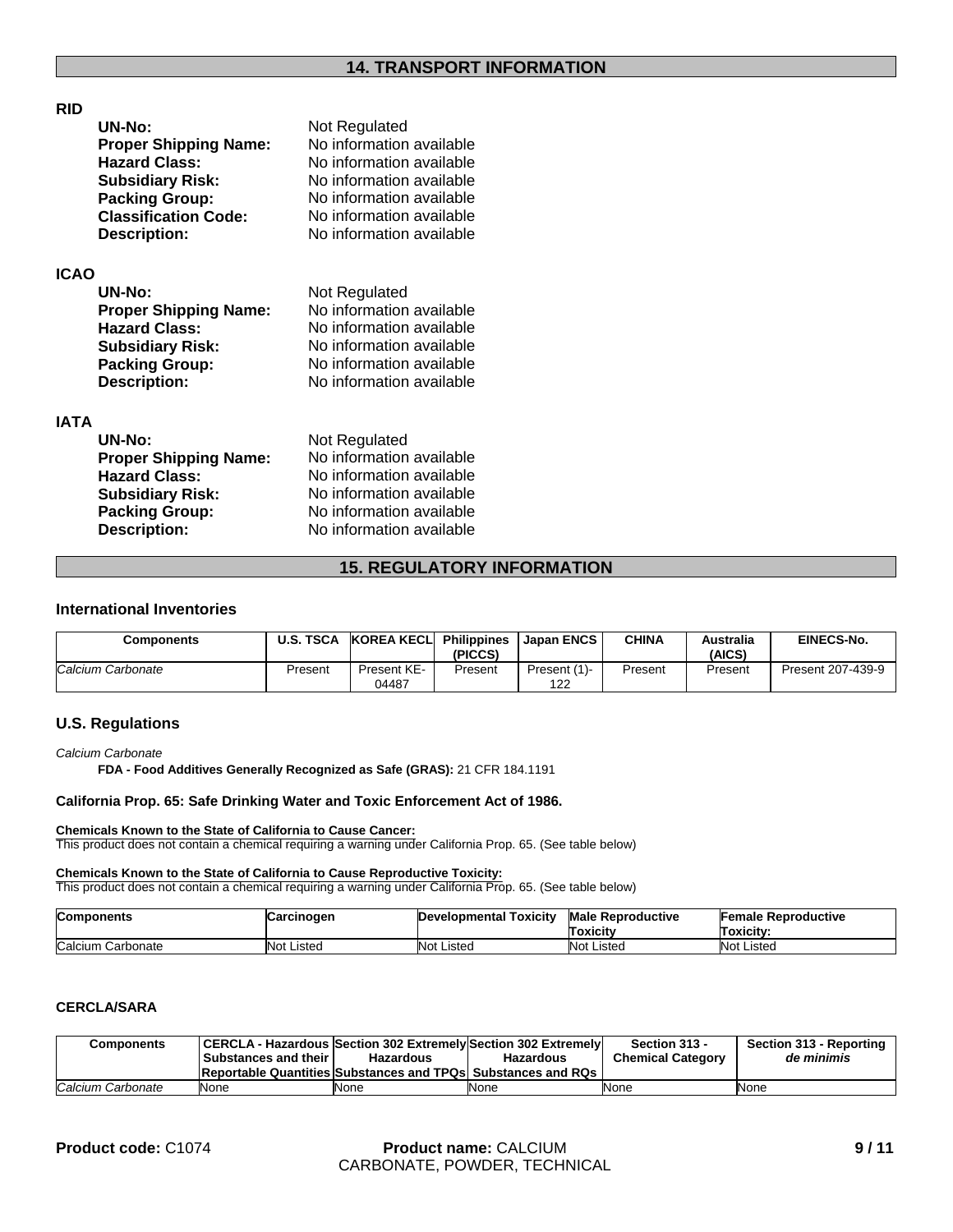## 14. TRANSPORT INFORMATION

### RID

**UN-No:** Not Regulated
**Proper Shipping Name:** No information available
**Hazard Class:** No information available
**Subsidiary Risk:** No information available
**Packing Group:** No information available
**Classification Code:** No information available
**Description:** No information available

### ICAO

**UN-No:** Not Regulated
**Proper Shipping Name:** No information available
**Hazard Class:** No information available
**Subsidiary Risk:** No information available
**Packing Group:** No information available
**Description:** No information available

### IATA

**UN-No:** Not Regulated
**Proper Shipping Name:** No information available
**Hazard Class:** No information available
**Subsidiary Risk:** No information available
**Packing Group:** No information available
**Description:** No information available

## 15. REGULATORY INFORMATION

### International Inventories

| Components | U.S. TSCA | KOREA KECL | Philippines (PICCS) | Japan ENCS | CHINA | Australia (AICS) | EINECS-No. |
|---|---|---|---|---|---|---|---|
| *Calcium Carbonate* | Present | Present KE-04487 | Present | Present (1)-122 | Present | Present | Present 207-439-9 |

### U.S. Regulations

*Calcium Carbonate*

**FDA - Food Additives Generally Recognized as Safe (GRAS):** 21 CFR 184.1191

**California Prop. 65: Safe Drinking Water and Toxic Enforcement Act of 1986.**

**Chemicals Known to the State of California to Cause Cancer:**
This product does not contain a chemical requiring a warning under California Prop. 65. (See table below)

**Chemicals Known to the State of California to Cause Reproductive Toxicity:**
This product does not contain a chemical requiring a warning under California Prop. 65. (See table below)

| Components | Carcinogen | Developmental Toxicity | Male Reproductive Toxicity | Female Reproductive Toxicity: |
|---|---|---|---|---|
| Calcium Carbonate | Not Listed | Not Listed | Not Listed | Not Listed |

### CERCLA/SARA

| Components | CERCLA - Hazardous Substances and their Reportable Quantities | Section 302 Extremely Hazardous Substances and TPQs | Section 302 Extremely Hazardous Substances and RQs | Section 313 - Chemical Category | Section 313 - Reporting *de minimis* |
|---|---|---|---|---|---|
| *Calcium Carbonate* | None | None | None | None | None |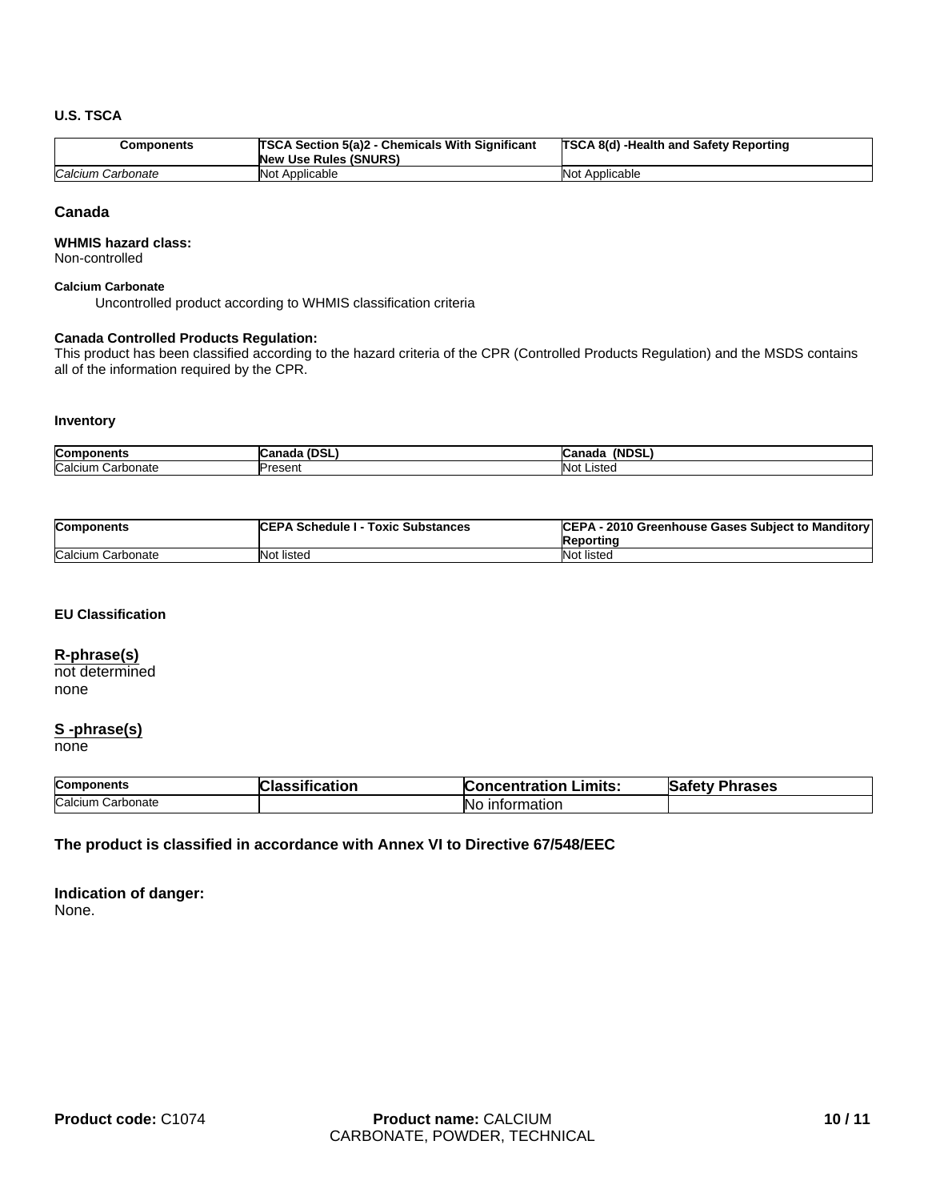#### U.S. TSCA

| Components | TSCA Section 5(a)2 - Chemicals With Significant New Use Rules (SNURS) | TSCA 8(d) -Health and Safety Reporting |
|---|---|---|
| *Calcium Carbonate* | Not Applicable | Not Applicable |

### Canada

**WHMIS hazard class:**
Non-controlled

**Calcium Carbonate**
Uncontrolled product according to WHMIS classification criteria

**Canada Controlled Products Regulation:**
This product has been classified according to the hazard criteria of the CPR (Controlled Products Regulation) and the MSDS contains all of the information required by the CPR.

**Inventory**

| Components | Canada (DSL) | Canada (NDSL) |
|---|---|---|
| Calcium Carbonate | Present | Not Listed |

| Components | CEPA Schedule I - Toxic Substances | CEPA - 2010 Greenhouse Gases Subject to Manditory Reporting |
|---|---|---|
| Calcium Carbonate | Not listed | Not listed |

**EU Classification**

**R-phrase(s)**
not determined
none

**S -phrase(s)**
none

| Components | Classification | Concentration Limits: | Safety Phrases |
|---|---|---|---|
| Calcium Carbonate | | No information | |

**The product is classified in accordance with Annex VI to Directive 67/548/EEC**

**Indication of danger:**
None.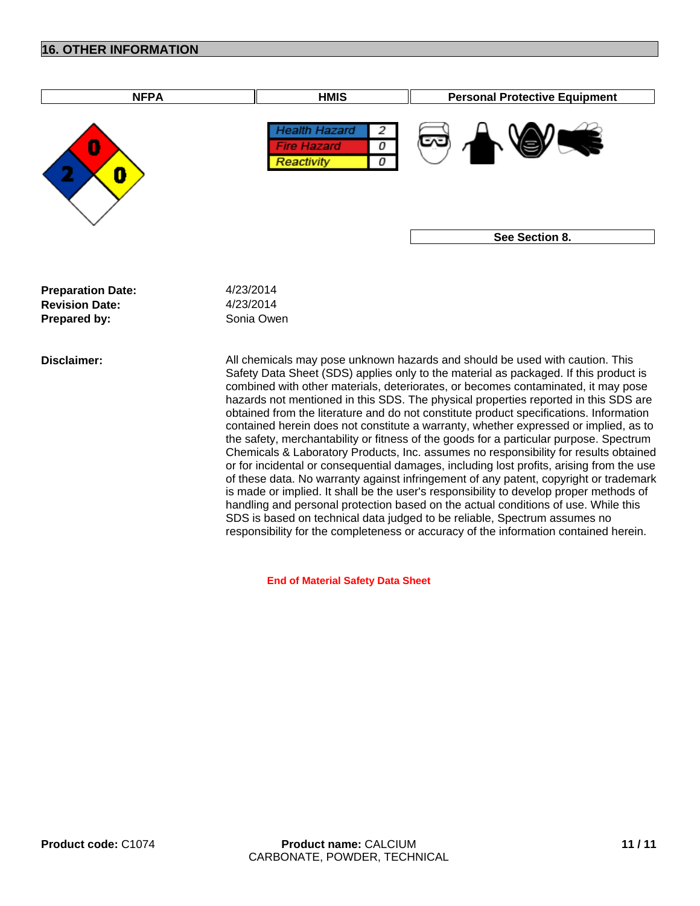## 16. OTHER INFORMATION

| NFPA | HMIS | Personal Protective Equipment |
|---|---|---|
| 0 / 2 / 0 | Health Hazard 2, Fire Hazard 0, Reactivity 0 | See Section 8. |

**Preparation Date:** 4/23/2014
**Revision Date:** 4/23/2014
**Prepared by:** Sonia Owen

**Disclaimer:** All chemicals may pose unknown hazards and should be used with caution. This Safety Data Sheet (SDS) applies only to the material as packaged. If this product is combined with other materials, deteriorates, or becomes contaminated, it may pose hazards not mentioned in this SDS. The physical properties reported in this SDS are obtained from the literature and do not constitute product specifications. Information contained herein does not constitute a warranty, whether expressed or implied, as to the safety, merchantability or fitness of the goods for a particular purpose. Spectrum Chemicals & Laboratory Products, Inc. assumes no responsibility for results obtained or for incidental or consequential damages, including lost profits, arising from the use of these data. No warranty against infringement of any patent, copyright or trademark is made or implied. It shall be the user's responsibility to develop proper methods of handling and personal protection based on the actual conditions of use. While this SDS is based on technical data judged to be reliable, Spectrum assumes no responsibility for the completeness or accuracy of the information contained herein.

**End of Material Safety Data Sheet**